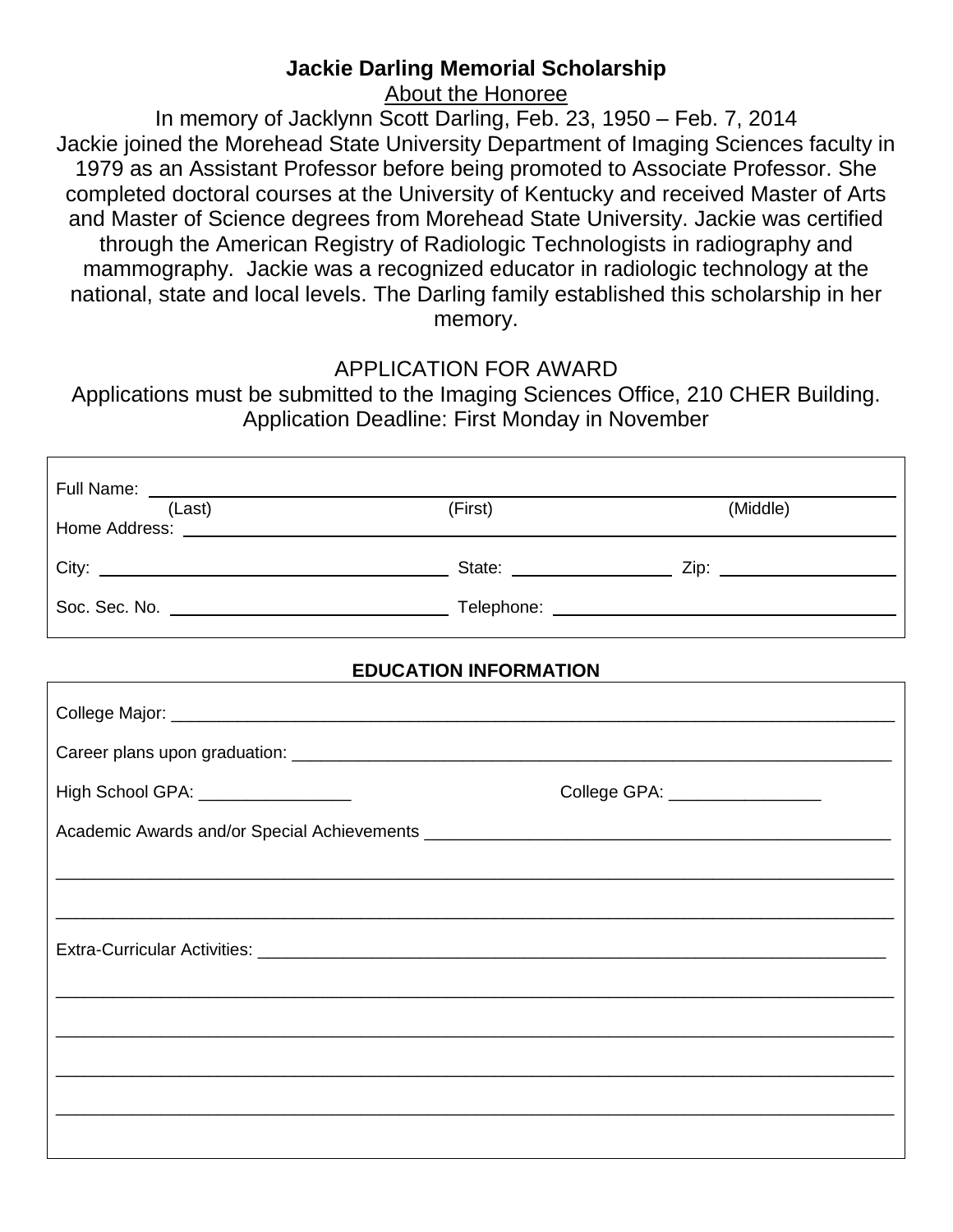# Jackie Darling Memorial Scholarship

About the Honoree

In memory of Jacklynn Scott Darling, Feb. 23, 1950 – Feb. 7, 2014

Jackie joined the Morehead State University Department of Imaging Sciences faculty in 1979 as an Assistant Professor before being promoted to Associate Professor. She completed doctoral courses at the University of Kentucky and received Master of Arts and Master of Science degrees from Morehead State University. Jackie was certified through the American Registry of Radiologic Technologists in radiography and mammography. Jackie was a recognized educator in radiologic technology at the national, state and local levels. The Darling family established this scholarship in her memory.

## APPLICATION FOR AWARD

Applications must be submitted to the Imaging Sciences Office, 210 CHER Building.
Application Deadline: First Monday in November

Full Name: ______________________________________________________________
(Last) (First) (Middle)

Home Address: ___________________________________________________________

City: ______________________ State: ______________ Zip: ______________

Soc. Sec. No. ______________________ Telephone: ______________________

### EDUCATION INFORMATION

College Major: ___________________________________________________________

Career plans upon graduation: _____________________________________________

High School GPA: ________________ College GPA: ________________

Academic Awards and/or Special Achievements _____________________________________

_________________________________________________________________________

_________________________________________________________________________

Extra-Curricular Activities: _______________________________________________

_________________________________________________________________________

_________________________________________________________________________

_________________________________________________________________________

_________________________________________________________________________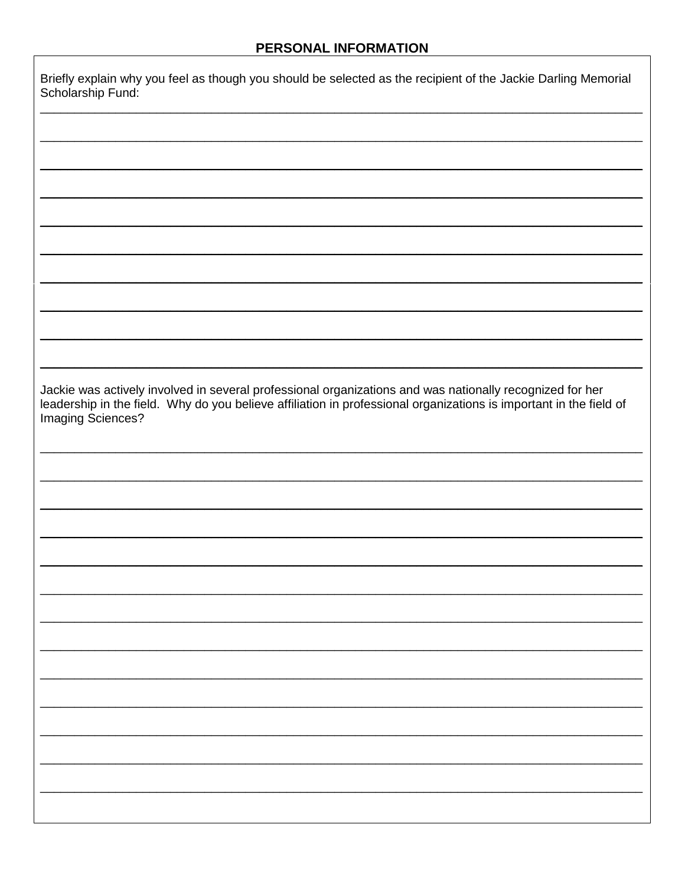## PERSONAL INFORMATION

Briefly explain why you feel as though you should be selected as the recipient of the Jackie Darling Memorial Scholarship Fund:

Jackie was actively involved in several professional organizations and was nationally recognized for her leadership in the field. Why do you believe affiliation in professional organizations is important in the field of Imaging Sciences?